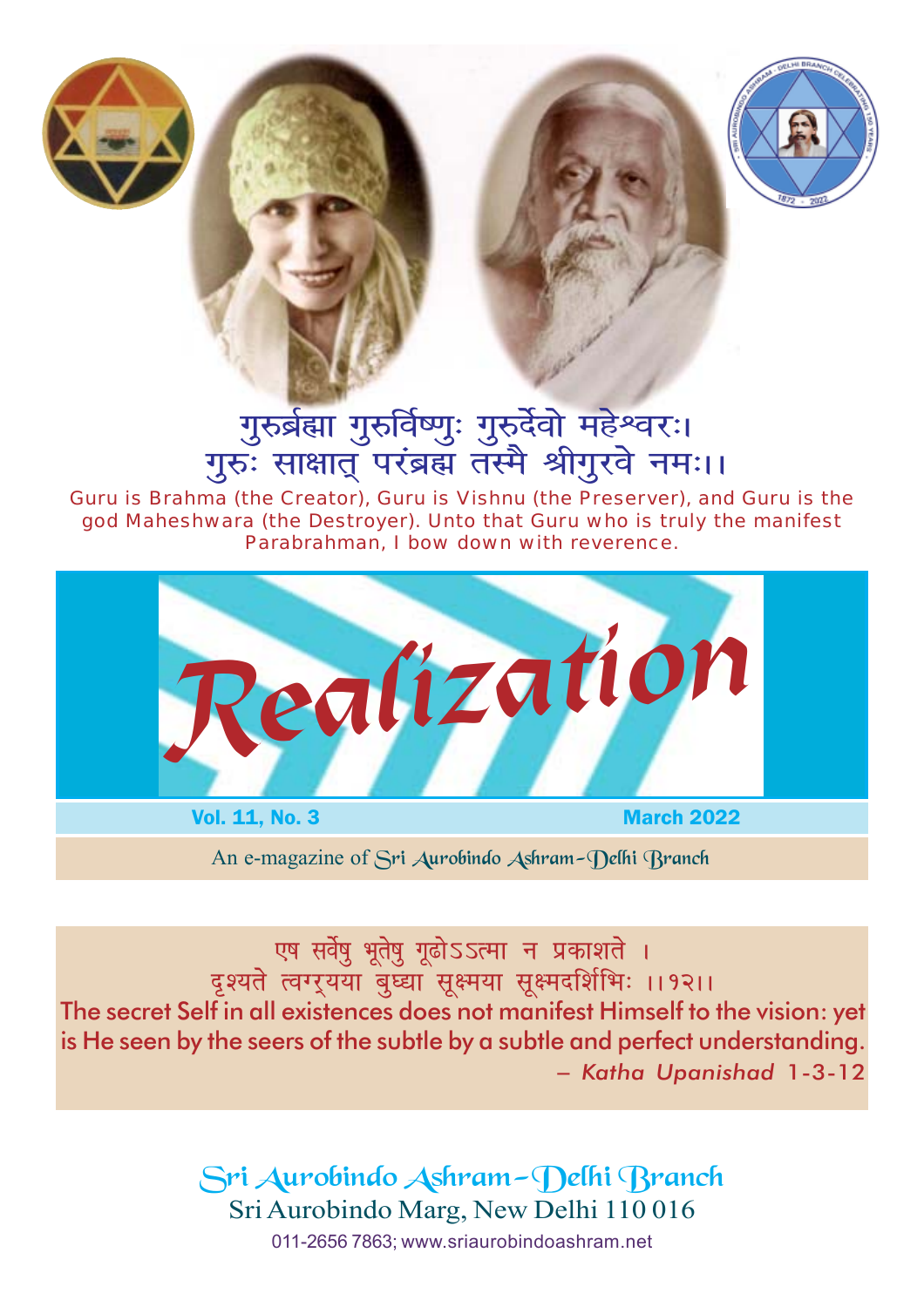गुरुर्ब्रह्मा गुरुर्विष्णुः गुरुर्देवो महेश्वरः।
गुरुः साक्षात् परंब्रह्म तस्मै श्रीगुरवे नमः।।

Guru is Brahma (the Creator), Guru is Vishnu (the Preserver), and Guru is the god Maheshwara (the Destroyer). Unto that Guru who is truly the manifest Parabrahman, I bow down with reverence.

# Realization

**Vol. 11, No. 3** — **March 2022**

An e-magazine of Sri Aurobindo Ashram–Delhi Branch

एष सर्वेषु भूतेषु गूढोऽऽत्मा न प्रकाशते ।
दृश्यते त्वग्र्यया बुध्या सूक्ष्मया सूक्ष्मदर्शिभिः ।।१२।।

The secret Self in all existences does not manifest Himself to the vision: yet is He seen by the seers of the subtle by a subtle and perfect understanding.

– *Katha Upanishad* 1-3-12

Sri Aurobindo Ashram–Delhi Branch
Sri Aurobindo Marg, New Delhi 110 016
011-2656 7863; www.sriaurobindoashram.net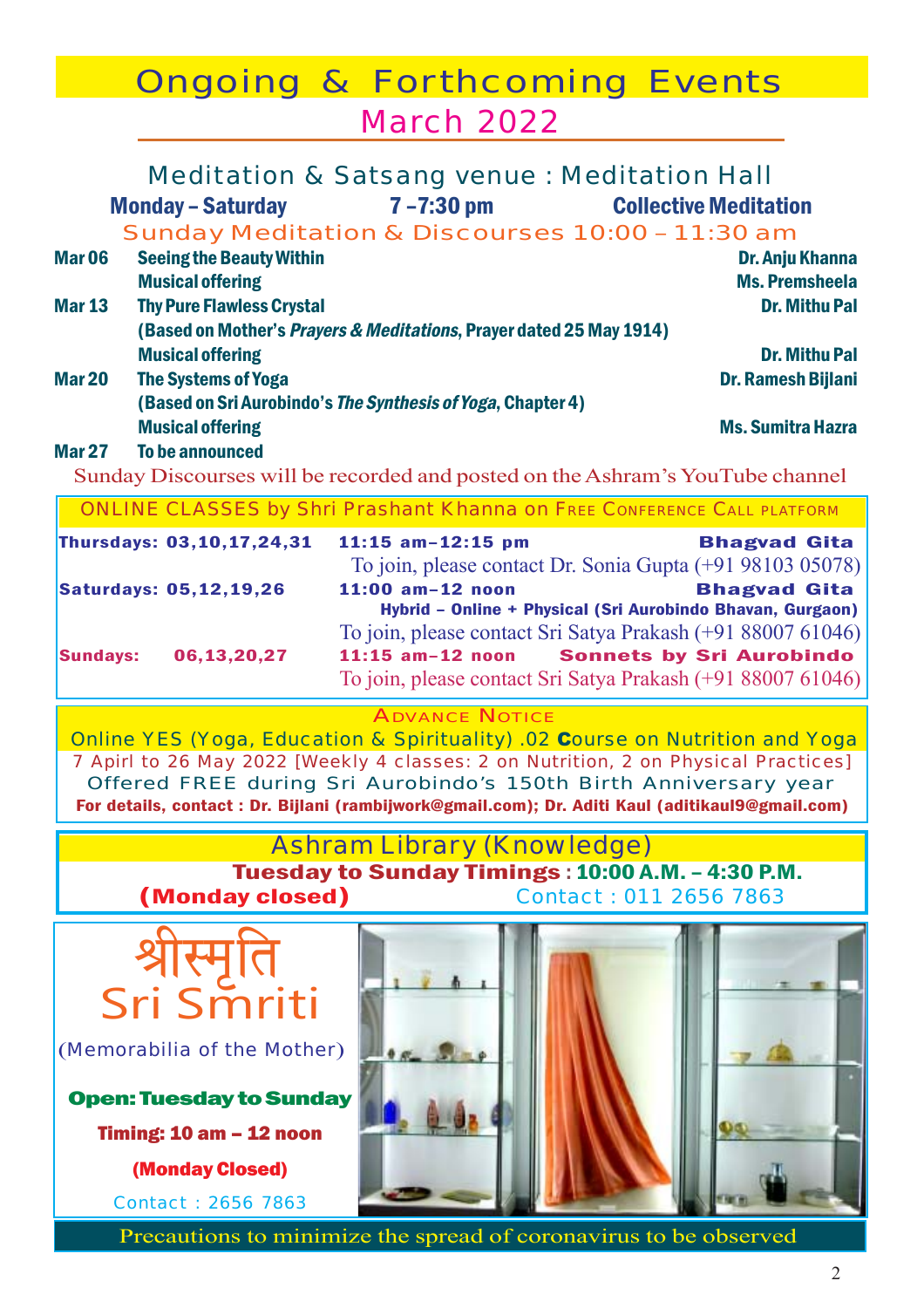# Ongoing & Forthcoming Events

## March 2022

### Meditation & Satsang venue : Meditation Hall

**Monday – Saturday** **7 –7:30 pm** **Collective Meditation**

### Sunday Meditation & Discourses 10:00 – 11:30 am

| Date | Topic | Speaker |
|---|---|---|
| **Mar 06** | **Seeing the Beauty Within** | **Dr. Anju Khanna** |
| | **Musical offering** | **Ms. Premsheela** |
| **Mar 13** | **Thy Pure Flawless Crystal** | **Dr. Mithu Pal** |
| | **(Based on Mother's *Prayers & Meditations*, Prayer dated 25 May 1914)** | |
| | **Musical offering** | **Dr. Mithu Pal** |
| **Mar 20** | **The Systems of Yoga** | **Dr. Ramesh Bijlani** |
| | **(Based on Sri Aurobindo's *The Synthesis of Yoga*, Chapter 4)** | |
| | **Musical offering** | **Ms. Sumitra Hazra** |
| **Mar 27** | **To be announced** | |

Sunday Discourses will be recorded and posted on the Ashram's YouTube channel

### ONLINE CLASSES by Shri Prashant Khanna on Free Conference Call platform

| Day | Time | Topic |
|---|---|---|
| **Thursdays: 03,10,17,24,31** | **11:15 am–12:15 pm** | **Bhagvad Gita** |
| | To join, please contact Dr. Sonia Gupta (+91 98103 05078) | |
| **Saturdays: 05,12,19,26** | **11:00 am–12 noon** | **Bhagvad Gita** |
| | **Hybrid – Online + Physical (Sri Aurobindo Bhavan, Gurgaon)** | |
| | To join, please contact Sri Satya Prakash (+91 88007 61046) | |
| **Sundays: 06,13,20,27** | **11:15 am–12 noon** | **Sonnets by Sri Aurobindo** |
| | To join, please contact Sri Satya Prakash (+91 88007 61046) | |

### Advance Notice

Online YES (Yoga, Education & Spirituality) .02 **C**ourse on Nutrition and Yoga

7 Apirl to 26 May 2022 [Weekly 4 classes: 2 on Nutrition, 2 on Physical Practices]

Offered FREE during Sri Aurobindo's 150th Birth Anniversary year

**For details, contact : Dr. Bijlani (rambijwork@gmail.com); Dr. Aditi Kaul (aditikaul9@gmail.com)**

### Ashram Library (Knowledge)

**Tuesday to Sunday Timings : 10:00 A.M. – 4:30 P.M.**

**(Monday closed)** Contact : 011 2656 7863

### श्रीस्मृति Sri Smriti

(Memorabilia of the Mother)

**Open: Tuesday to Sunday**

**Timing: 10 am – 12 noon**

**(Monday Closed)**

Contact : 2656 7863

Precautions to minimize the spread of coronavirus to be observed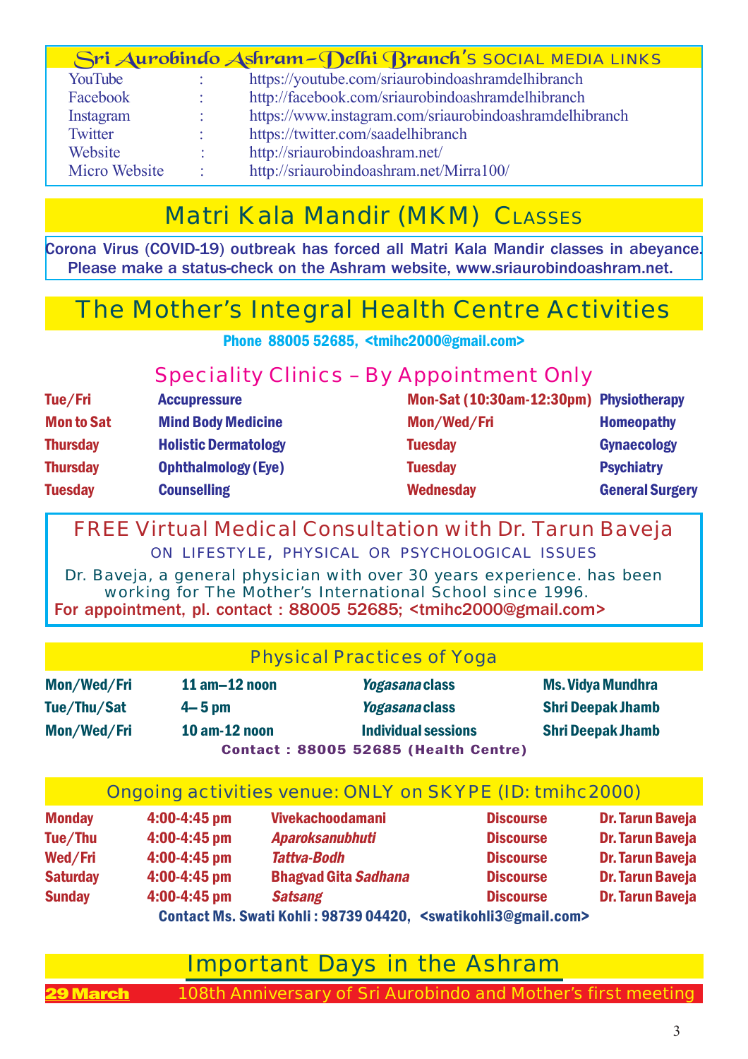## Sri Aurobindo Ashram–Delhi Branch's SOCIAL MEDIA LINKS

| | | |
|---|---|---|
| YouTube | : | https://youtube.com/sriaurobindoashramdelhibranch |
| Facebook | : | http://facebook.com/sriaurobindoashramdelhibranch |
| Instagram | : | https://www.instagram.com/sriaurobindoashramdelhibranch |
| Twitter | : | https://twitter.com/saadelhibranch |
| Website | : | http://sriaurobindoashram.net/ |
| Micro Website | : | http://sriaurobindoashram.net/Mirra100/ |

## Matri Kala Mandir (MKM) Classes

Corona Virus (COVID-19) outbreak has forced all Matri Kala Mandir classes in abeyance. Please make a status-check on the Ashram website, www.sriaurobindoashram.net.

## The Mother's Integral Health Centre Activities

**Phone 88005 52685, <tmihc2000@gmail.com>**

### Speciality Clinics – By Appointment Only

| | | | |
|---|---|---|---|
| **Tue/Fri** | **Accupressure** | **Mon-Sat (10:30am-12:30pm)** | **Physiotherapy** |
| **Mon to Sat** | **Mind Body Medicine** | **Mon/Wed/Fri** | **Homeopathy** |
| **Thursday** | **Holistic Dermatology** | **Tuesday** | **Gynaecology** |
| **Thursday** | **Ophthalmology (Eye)** | **Tuesday** | **Psychiatry** |
| **Tuesday** | **Counselling** | **Wednesday** | **General Surgery** |

### FREE Virtual Medical Consultation with Dr. Tarun Baveja

ON LIFESTYLE, PHYSICAL OR PSYCHOLOGICAL ISSUES

Dr. Baveja, a general physician with over 30 years experience. has been working for The Mother's International School since 1996.

**For appointment, pl. contact : 88005 52685; <tmihc2000@gmail.com>**

### Physical Practices of Yoga

| | | | |
|---|---|---|---|
| **Mon/Wed/Fri** | **11 am–12 noon** | ***Yogasana* class** | **Ms. Vidya Mundhra** |
| **Tue/Thu/Sat** | **4– 5 pm** | ***Yogasana* class** | **Shri Deepak Jhamb** |
| **Mon/Wed/Fri** | **10 am-12 noon** | **Individual sessions** | **Shri Deepak Jhamb** |

**Contact : 88005 52685 (Health Centre)**

### Ongoing activities venue: ONLY on SKYPE (ID: tmihc2000)

| | | | | |
|---|---|---|---|---|
| **Monday** | **4:00-4:45 pm** | **Vivekachoodamani** | **Discourse** | **Dr. Tarun Baveja** |
| **Tue/Thu** | **4:00-4:45 pm** | ***Aparoksanubhuti*** | **Discourse** | **Dr. Tarun Baveja** |
| **Wed/Fri** | **4:00-4:45 pm** | ***Tattva-Bodh*** | **Discourse** | **Dr. Tarun Baveja** |
| **Saturday** | **4:00-4:45 pm** | **Bhagvad Gita *Sadhana*** | **Discourse** | **Dr. Tarun Baveja** |
| **Sunday** | **4:00-4:45 pm** | ***Satsang*** | **Discourse** | **Dr. Tarun Baveja** |

**Contact Ms. Swati Kohli : 98739 04420, <swatikohli3@gmail.com>**

## Important Days in the Ashram

**29 March** 108th Anniversary of Sri Aurobindo and Mother's first meeting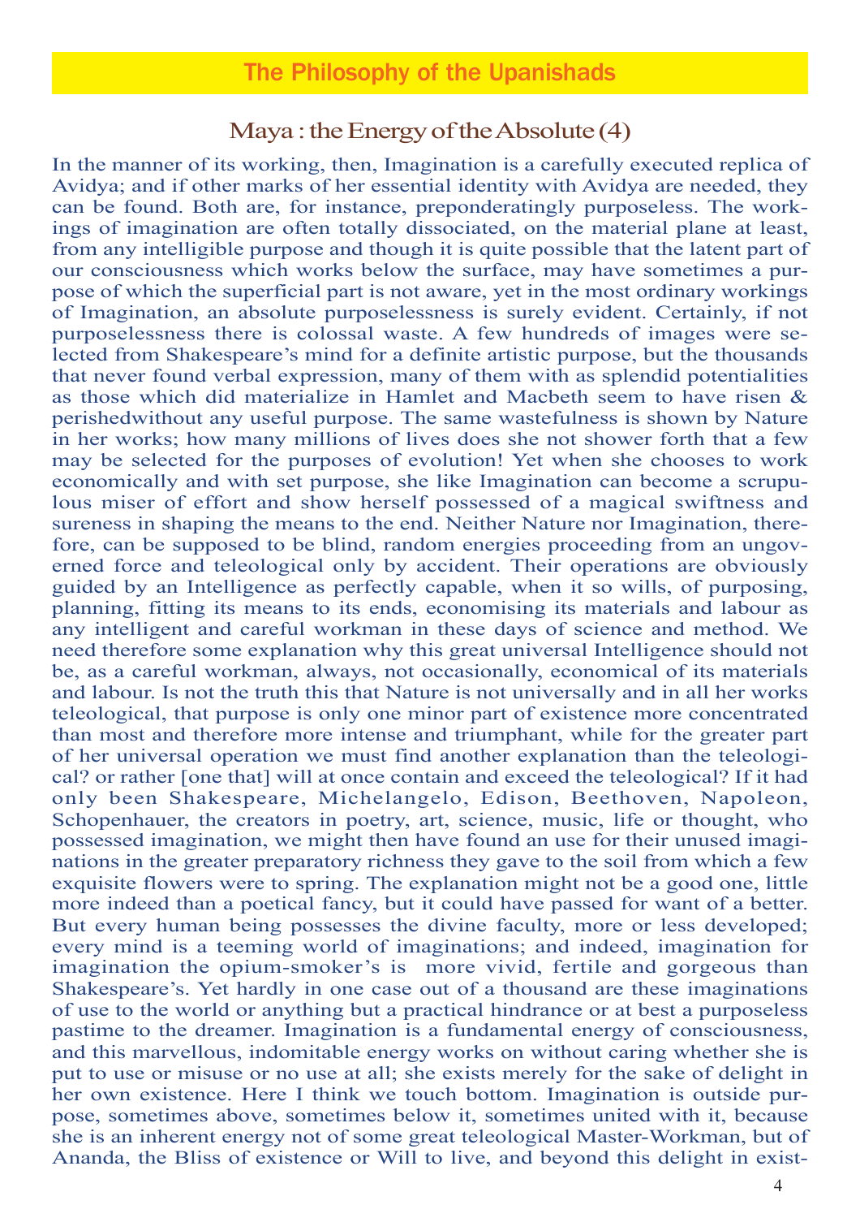## The Philosophy of the Upanishads

### Maya : the Energy of the Absolute (4)

In the manner of its working, then, Imagination is a carefully executed replica of Avidya; and if other marks of her essential identity with Avidya are needed, they can be found. Both are, for instance, preponderatingly purposeless. The workings of imagination are often totally dissociated, on the material plane at least, from any intelligible purpose and though it is quite possible that the latent part of our consciousness which works below the surface, may have sometimes a purpose of which the superficial part is not aware, yet in the most ordinary workings of Imagination, an absolute purposelessness is surely evident. Certainly, if not purposelessness there is colossal waste. A few hundreds of images were selected from Shakespeare's mind for a definite artistic purpose, but the thousands that never found verbal expression, many of them with as splendid potentialities as those which did materialize in Hamlet and Macbeth seem to have risen & perishedwithout any useful purpose. The same wastefulness is shown by Nature in her works; how many millions of lives does she not shower forth that a few may be selected for the purposes of evolution! Yet when she chooses to work economically and with set purpose, she like Imagination can become a scrupulous miser of effort and show herself possessed of a magical swiftness and sureness in shaping the means to the end. Neither Nature nor Imagination, therefore, can be supposed to be blind, random energies proceeding from an ungoverned force and teleological only by accident. Their operations are obviously guided by an Intelligence as perfectly capable, when it so wills, of purposing, planning, fitting its means to its ends, economising its materials and labour as any intelligent and careful workman in these days of science and method. We need therefore some explanation why this great universal Intelligence should not be, as a careful workman, always, not occasionally, economical of its materials and labour. Is not the truth this that Nature is not universally and in all her works teleological, that purpose is only one minor part of existence more concentrated than most and therefore more intense and triumphant, while for the greater part of her universal operation we must find another explanation than the teleological? or rather [one that] will at once contain and exceed the teleological? If it had only been Shakespeare, Michelangelo, Edison, Beethoven, Napoleon, Schopenhauer, the creators in poetry, art, science, music, life or thought, who possessed imagination, we might then have found an use for their unused imaginations in the greater preparatory richness they gave to the soil from which a few exquisite flowers were to spring. The explanation might not be a good one, little more indeed than a poetical fancy, but it could have passed for want of a better. But every human being possesses the divine faculty, more or less developed; every mind is a teeming world of imaginations; and indeed, imagination for imagination the opium-smoker's is more vivid, fertile and gorgeous than Shakespeare's. Yet hardly in one case out of a thousand are these imaginations of use to the world or anything but a practical hindrance or at best a purposeless pastime to the dreamer. Imagination is a fundamental energy of consciousness, and this marvellous, indomitable energy works on without caring whether she is put to use or misuse or no use at all; she exists merely for the sake of delight in her own existence. Here I think we touch bottom. Imagination is outside purpose, sometimes above, sometimes below it, sometimes united with it, because she is an inherent energy not of some great teleological Master-Workman, but of Ananda, the Bliss of existence or Will to live, and beyond this delight in exist-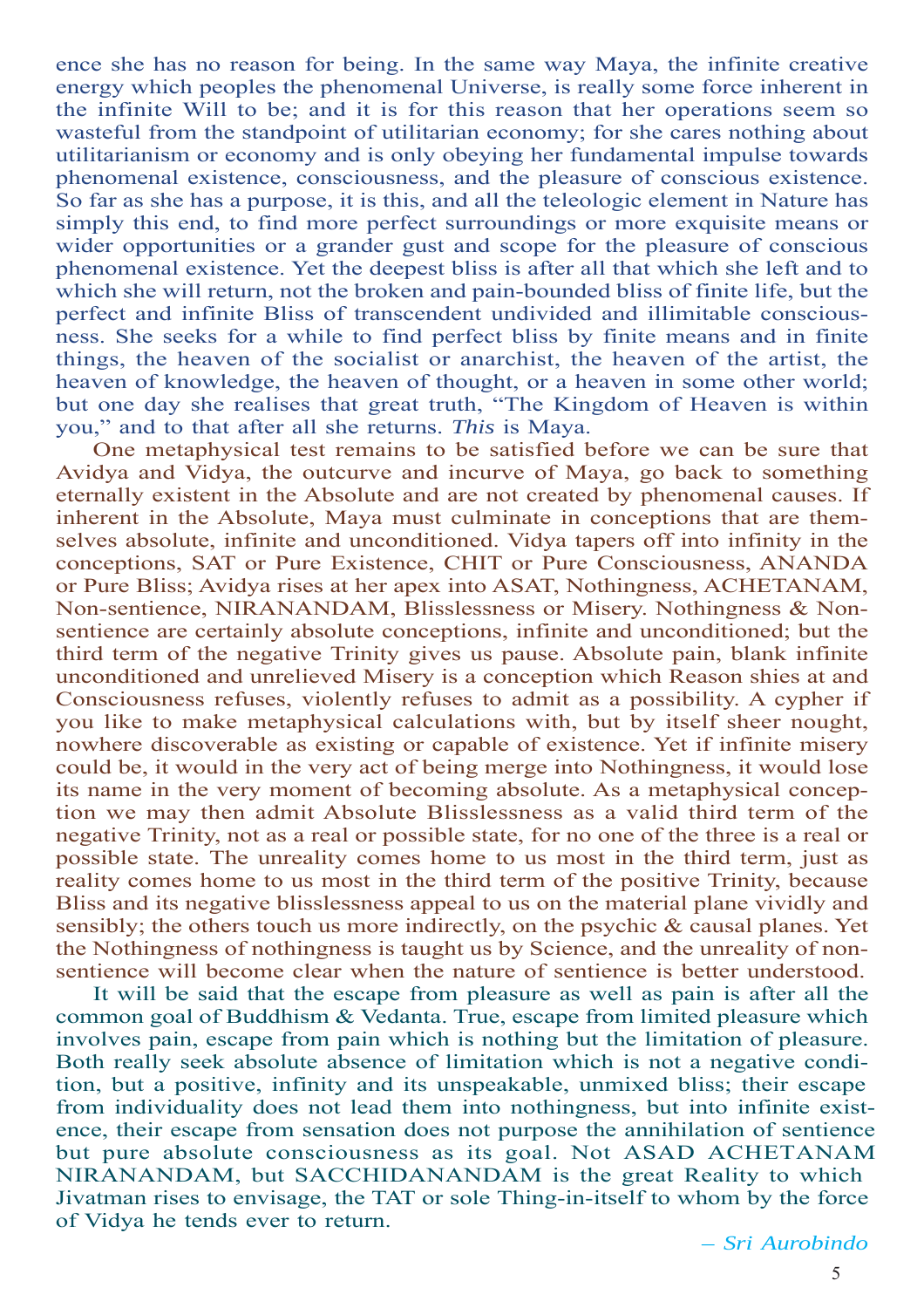ence she has no reason for being. In the same way Maya, the infinite creative energy which peoples the phenomenal Universe, is really some force inherent in the infinite Will to be; and it is for this reason that her operations seem so wasteful from the standpoint of utilitarian economy; for she cares nothing about utilitarianism or economy and is only obeying her fundamental impulse towards phenomenal existence, consciousness, and the pleasure of conscious existence. So far as she has a purpose, it is this, and all the teleologic element in Nature has simply this end, to find more perfect surroundings or more exquisite means or wider opportunities or a grander gust and scope for the pleasure of conscious phenomenal existence. Yet the deepest bliss is after all that which she left and to which she will return, not the broken and pain-bounded bliss of finite life, but the perfect and infinite Bliss of transcendent undivided and illimitable consciousness. She seeks for a while to find perfect bliss by finite means and in finite things, the heaven of the socialist or anarchist, the heaven of the artist, the heaven of knowledge, the heaven of thought, or a heaven in some other world; but one day she realises that great truth, "The Kingdom of Heaven is within you," and to that after all she returns. *This* is Maya.

One metaphysical test remains to be satisfied before we can be sure that Avidya and Vidya, the outcurve and incurve of Maya, go back to something eternally existent in the Absolute and are not created by phenomenal causes. If inherent in the Absolute, Maya must culminate in conceptions that are themselves absolute, infinite and unconditioned. Vidya tapers off into infinity in the conceptions, SAT or Pure Existence, CHIT or Pure Consciousness, ANANDA or Pure Bliss; Avidya rises at her apex into ASAT, Nothingness, ACHETANAM, Non-sentience, NIRANANDAM, Blisslessness or Misery. Nothingness & Non-sentience are certainly absolute conceptions, infinite and unconditioned; but the third term of the negative Trinity gives us pause. Absolute pain, blank infinite unconditioned and unrelieved Misery is a conception which Reason shies at and Consciousness refuses, violently refuses to admit as a possibility. A cypher if you like to make metaphysical calculations with, but by itself sheer nought, nowhere discoverable as existing or capable of existence. Yet if infinite misery could be, it would in the very act of being merge into Nothingness, it would lose its name in the very moment of becoming absolute. As a metaphysical conception we may then admit Absolute Blisslessness as a valid third term of the negative Trinity, not as a real or possible state, for no one of the three is a real or possible state. The unreality comes home to us most in the third term, just as reality comes home to us most in the third term of the positive Trinity, because Bliss and its negative blisslessness appeal to us on the material plane vividly and sensibly; the others touch us more indirectly, on the psychic & causal planes. Yet the Nothingness of nothingness is taught us by Science, and the unreality of non-sentience will become clear when the nature of sentience is better understood.

It will be said that the escape from pleasure as well as pain is after all the common goal of Buddhism & Vedanta. True, escape from limited pleasure which involves pain, escape from pain which is nothing but the limitation of pleasure. Both really seek absolute absence of limitation which is not a negative condition, but a positive, infinity and its unspeakable, unmixed bliss; their escape from individuality does not lead them into nothingness, but into infinite existence, their escape from sensation does not purpose the annihilation of sentience but pure absolute consciousness as its goal. Not ASAD ACHETANAM NIRANANDAM, but SACCHIDANANDAM is the great Reality to which Jivatman rises to envisage, the TAT or sole Thing-in-itself to whom by the force of Vidya he tends ever to return.

*– Sri Aurobindo*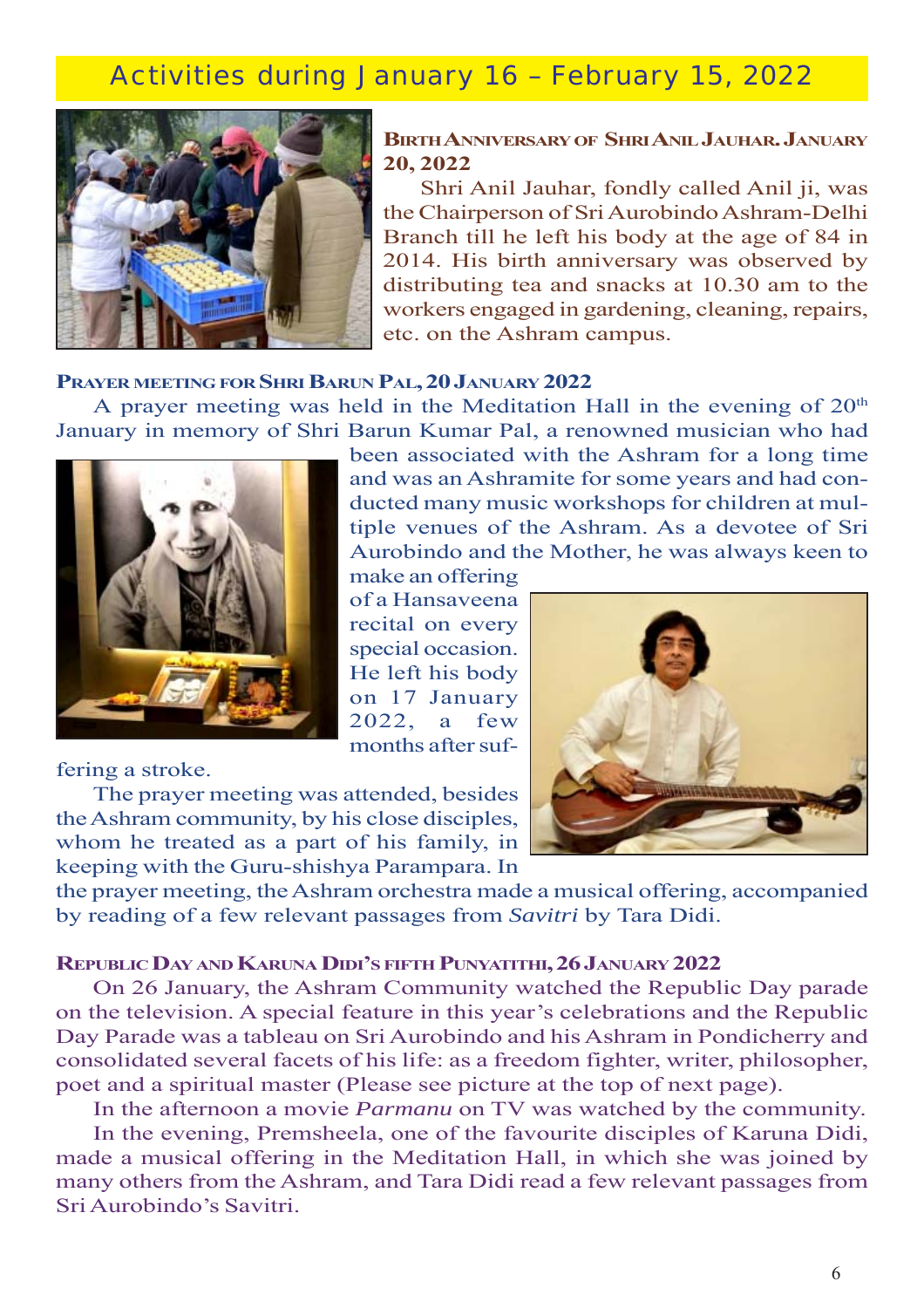## Activities during January 16 – February 15, 2022

### Birth Anniversary of Shri Anil Jauhar. January 20, 2022

Shri Anil Jauhar, fondly called Anil ji, was the Chairperson of Sri Aurobindo Ashram-Delhi Branch till he left his body at the age of 84 in 2014. His birth anniversary was observed by distributing tea and snacks at 10.30 am to the workers engaged in gardening, cleaning, repairs, etc. on the Ashram campus.

### Prayer meeting for Shri Barun Pal, 20 January 2022

A prayer meeting was held in the Meditation Hall in the evening of 20th January in memory of Shri Barun Kumar Pal, a renowned musician who had been associated with the Ashram for a long time and was an Ashramite for some years and had conducted many music workshops for children at multiple venues of the Ashram. As a devotee of Sri Aurobindo and the Mother, he was always keen to make an offering of a Hansaveena recital on every special occasion. He left his body on 17 January 2022, a few months after suffering a stroke.

The prayer meeting was attended, besides the Ashram community, by his close disciples, whom he treated as a part of his family, in keeping with the Guru-shishya Parampara. In the prayer meeting, the Ashram orchestra made a musical offering, accompanied by reading of a few relevant passages from *Savitri* by Tara Didi.

### Republic Day and Karuna Didi's fifth Punyatithi, 26 January 2022

On 26 January, the Ashram Community watched the Republic Day parade on the television. A special feature in this year's celebrations and the Republic Day Parade was a tableau on Sri Aurobindo and his Ashram in Pondicherry and consolidated several facets of his life: as a freedom fighter, writer, philosopher, poet and a spiritual master (Please see picture at the top of next page).

In the afternoon a movie *Parmanu* on TV was watched by the community.

In the evening, Premsheela, one of the favourite disciples of Karuna Didi, made a musical offering in the Meditation Hall, in which she was joined by many others from the Ashram, and Tara Didi read a few relevant passages from Sri Aurobindo's Savitri.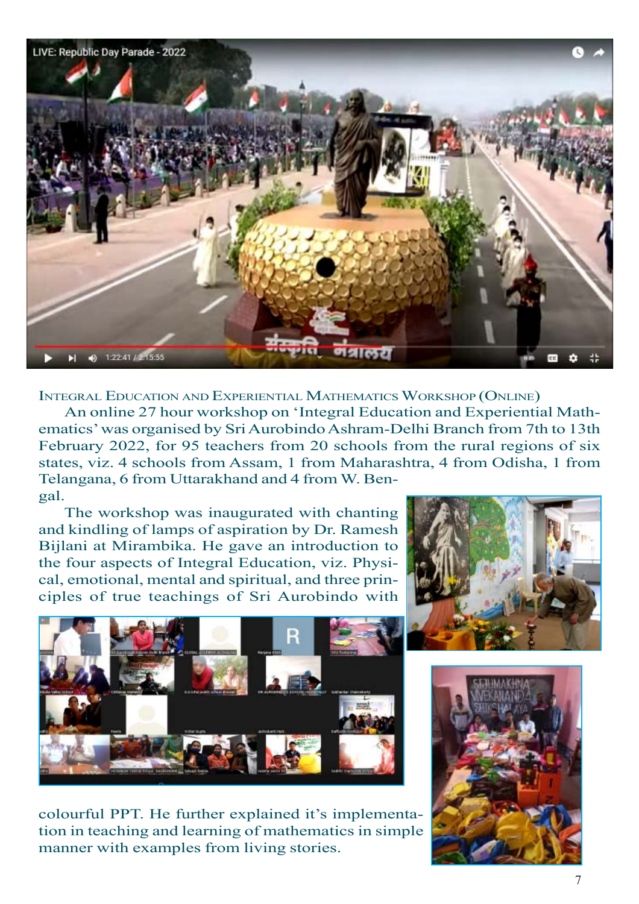## Integral Education and Experiential Mathematics Workshop (Online)

An online 27 hour workshop on 'Integral Education and Experiential Mathematics' was organised by Sri Aurobindo Ashram-Delhi Branch from 7th to 13th February 2022, for 95 teachers from 20 schools from the rural regions of six states, viz. 4 schools from Assam, 1 from Maharashtra, 4 from Odisha, 1 from Telangana, 6 from Uttarakhand and 4 from W. Bengal.

The workshop was inaugurated with chanting and kindling of lamps of aspiration by Dr. Ramesh Bijlani at Mirambika. He gave an introduction to the four aspects of Integral Education, viz. Physical, emotional, mental and spiritual, and three principles of true teachings of Sri Aurobindo with colourful PPT. He further explained it's implementation in teaching and learning of mathematics in simple manner with examples from living stories.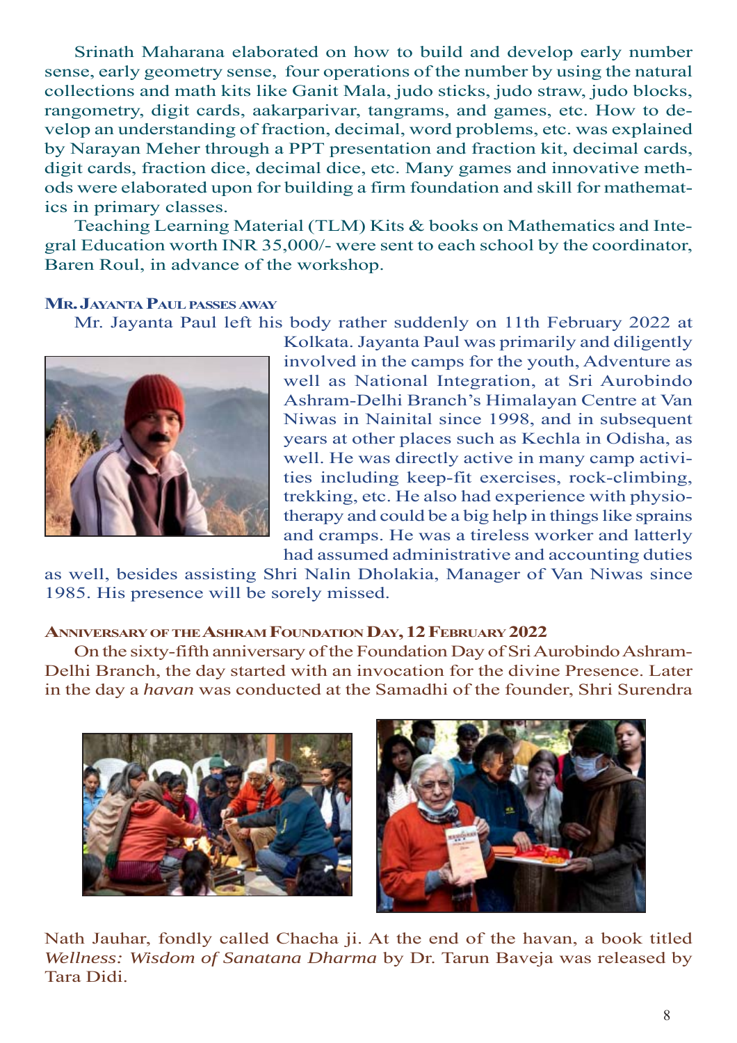Srinath Maharana elaborated on how to build and develop early number sense, early geometry sense, four operations of the number by using the natural collections and math kits like Ganit Mala, judo sticks, judo straw, judo blocks, rangometry, digit cards, aakarparivar, tangrams, and games, etc. How to develop an understanding of fraction, decimal, word problems, etc. was explained by Narayan Meher through a PPT presentation and fraction kit, decimal cards, digit cards, fraction dice, decimal dice, etc. Many games and innovative methods were elaborated upon for building a firm foundation and skill for mathematics in primary classes.

Teaching Learning Material (TLM) Kits & books on Mathematics and Integral Education worth INR 35,000/- were sent to each school by the coordinator, Baren Roul, in advance of the workshop.

#### Mr. Jayanta Paul passes away

Mr. Jayanta Paul left his body rather suddenly on 11th February 2022 at Kolkata. Jayanta Paul was primarily and diligently involved in the camps for the youth, Adventure as well as National Integration, at Sri Aurobindo Ashram-Delhi Branch's Himalayan Centre at Van Niwas in Nainital since 1998, and in subsequent years at other places such as Kechla in Odisha, as well. He was directly active in many camp activities including keep-fit exercises, rock-climbing, trekking, etc. He also had experience with physiotherapy and could be a big help in things like sprains and cramps. He was a tireless worker and latterly had assumed administrative and accounting duties as well, besides assisting Shri Nalin Dholakia, Manager of Van Niwas since 1985. His presence will be sorely missed.

#### Anniversary of the Ashram Foundation Day, 12 February 2022

On the sixty-fifth anniversary of the Foundation Day of Sri Aurobindo Ashram-Delhi Branch, the day started with an invocation for the divine Presence. Later in the day a *havan* was conducted at the Samadhi of the founder, Shri Surendra Nath Jauhar, fondly called Chacha ji. At the end of the havan, a book titled *Wellness: Wisdom of Sanatana Dharma* by Dr. Tarun Baveja was released by Tara Didi.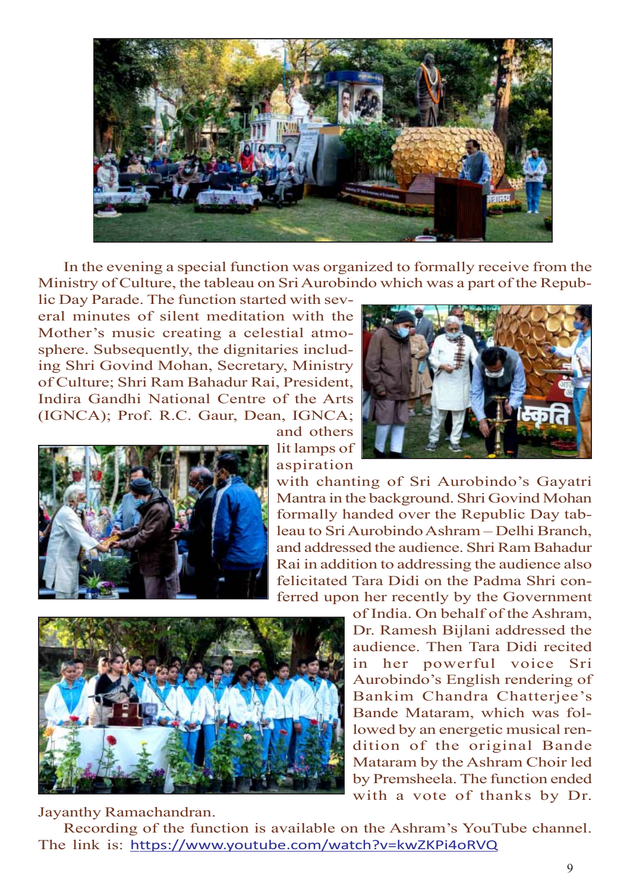In the evening a special function was organized to formally receive from the Ministry of Culture, the tableau on Sri Aurobindo which was a part of the Republic Day Parade. The function started with several minutes of silent meditation with the Mother's music creating a celestial atmosphere. Subsequently, the dignitaries including Shri Govind Mohan, Secretary, Ministry of Culture; Shri Ram Bahadur Rai, President, Indira Gandhi National Centre of the Arts (IGNCA); Prof. R.C. Gaur, Dean, IGNCA; and others lit lamps of aspiration with chanting of Sri Aurobindo's Gayatri Mantra in the background. Shri Govind Mohan formally handed over the Republic Day tableau to Sri Aurobindo Ashram – Delhi Branch, and addressed the audience. Shri Ram Bahadur Rai in addition to addressing the audience also felicitated Tara Didi on the Padma Shri conferred upon her recently by the Government of India. On behalf of the Ashram, Dr. Ramesh Bijlani addressed the audience. Then Tara Didi recited in her powerful voice Sri Aurobindo's English rendering of Bankim Chandra Chatterjee's Bande Mataram, which was followed by an energetic musical rendition of the original Bande Mataram by the Ashram Choir led by Premsheela. The function ended with a vote of thanks by Dr. Jayanthy Ramachandran.

Recording of the function is available on the Ashram's YouTube channel. The link is: https://www.youtube.com/watch?v=kwZKPi4oRVQ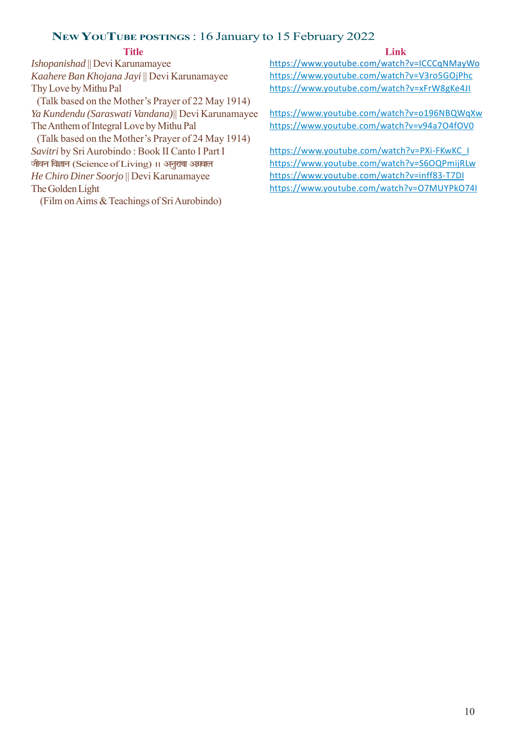## NEW YOUTUBE POSTINGS : 16 January to 15 February 2022

| Title | Link |
|---|---|
| *Ishopanishad* \|\| Devi Karunamayee | https://www.youtube.com/watch?v=ICCCqNMayWo |
| *Kaahere Ban Khojana Jayi* \|\| Devi Karunamayee | https://www.youtube.com/watch?v=V3ro5GOjPhc |
| Thy Love by Mithu Pal (Talk based on the Mother's Prayer of 22 May 1914) | https://www.youtube.com/watch?v=xFrW8gKe4JI |
| *Ya Kundendu (Saraswati Vandana)*\|\| Devi Karunamayee | https://www.youtube.com/watch?v=o196NBQWqXw |
| The Anthem of Integral Love by Mithu Pal (Talk based on the Mother's Prayer of 24 May 1914) | https://www.youtube.com/watch?v=v94a7O4fOV0 |
| *Savitri* by Sri Aurobindo : Book II Canto I Part I | https://www.youtube.com/watch?v=PXi-FKwKC_I |
| जीवन विज्ञान (Science of Living) ।। अनुराधा अग्रवाल | https://www.youtube.com/watch?v=S6OQPmijRLw |
| *He Chiro Diner Soorjo* \|\| Devi Karunamayee | https://www.youtube.com/watch?v=inff83-T7DI |
| The Golden Light (Film on Aims & Teachings of Sri Aurobindo) | https://www.youtube.com/watch?v=O7MUYPkO74I |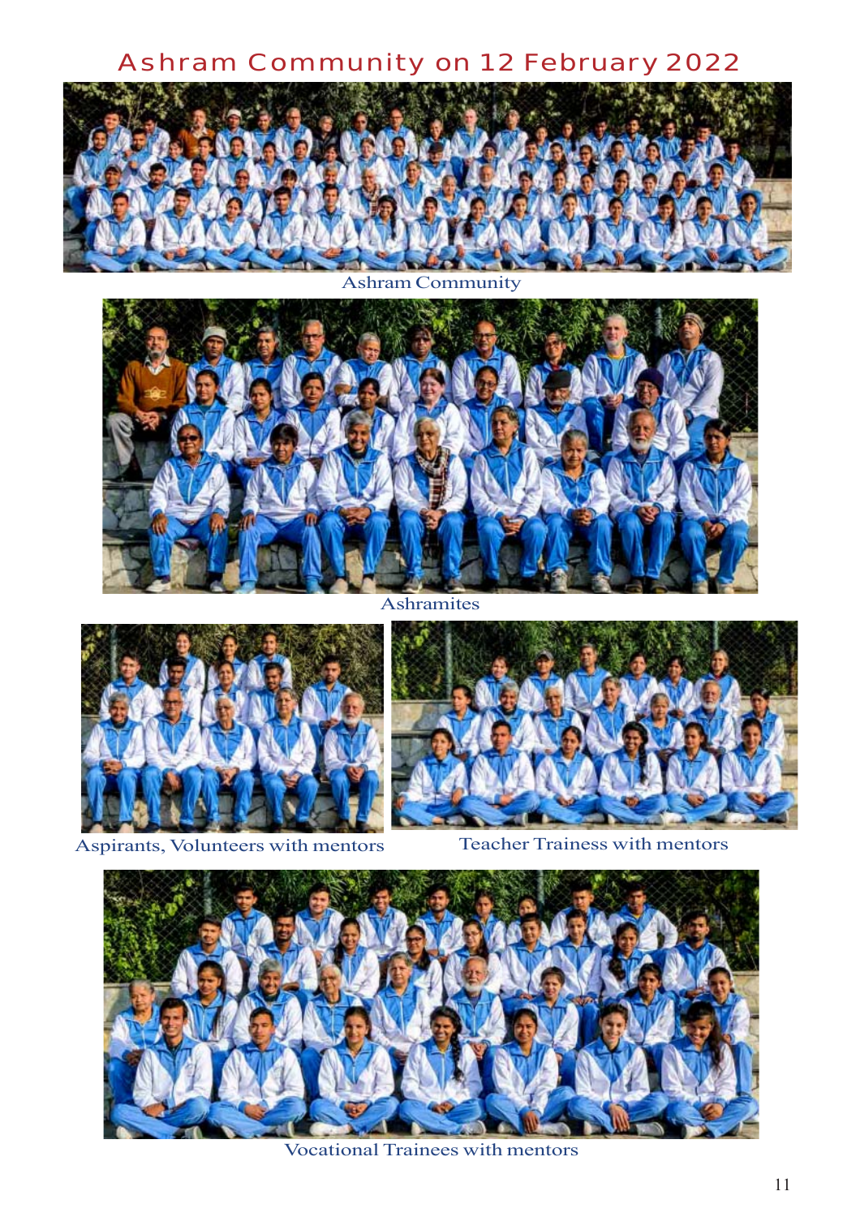# Ashram Community on 12 February 2022

Ashram Community

Ashramites

Aspirants, Volunteers with mentors

Teacher Trainess with mentors

Vocational Trainees with mentors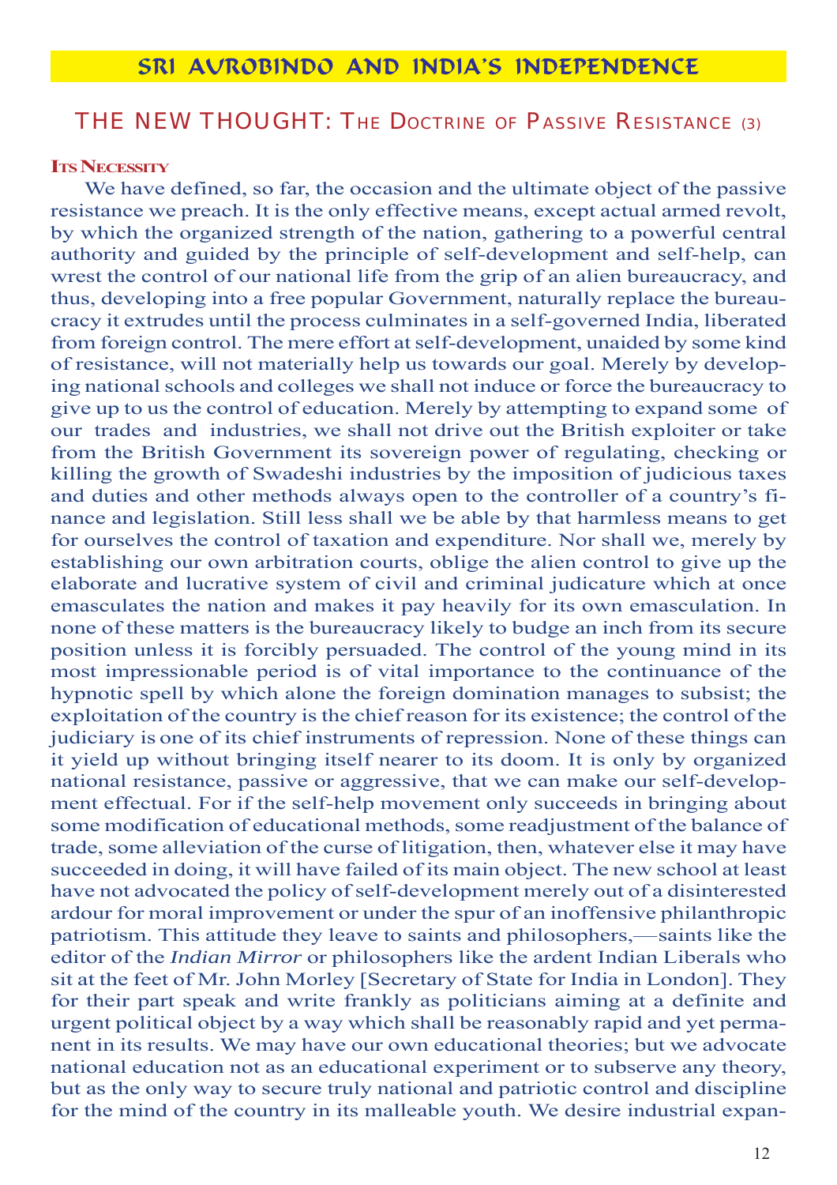# SRI AUROBINDO AND INDIA'S INDEPENDENCE

## THE NEW THOUGHT: The Doctrine of Passive Resistance (3)

**Its Necessity**

We have defined, so far, the occasion and the ultimate object of the passive resistance we preach. It is the only effective means, except actual armed revolt, by which the organized strength of the nation, gathering to a powerful central authority and guided by the principle of self-development and self-help, can wrest the control of our national life from the grip of an alien bureaucracy, and thus, developing into a free popular Government, naturally replace the bureaucracy it extrudes until the process culminates in a self-governed India, liberated from foreign control. The mere effort at self-development, unaided by some kind of resistance, will not materially help us towards our goal. Merely by developing national schools and colleges we shall not induce or force the bureaucracy to give up to us the control of education. Merely by attempting to expand some of our trades and industries, we shall not drive out the British exploiter or take from the British Government its sovereign power of regulating, checking or killing the growth of Swadeshi industries by the imposition of judicious taxes and duties and other methods always open to the controller of a country's finance and legislation. Still less shall we be able by that harmless means to get for ourselves the control of taxation and expenditure. Nor shall we, merely by establishing our own arbitration courts, oblige the alien control to give up the elaborate and lucrative system of civil and criminal judicature which at once emasculates the nation and makes it pay heavily for its own emasculation. In none of these matters is the bureaucracy likely to budge an inch from its secure position unless it is forcibly persuaded. The control of the young mind in its most impressionable period is of vital importance to the continuance of the hypnotic spell by which alone the foreign domination manages to subsist; the exploitation of the country is the chief reason for its existence; the control of the judiciary is one of its chief instruments of repression. None of these things can it yield up without bringing itself nearer to its doom. It is only by organized national resistance, passive or aggressive, that we can make our self-development effectual. For if the self-help movement only succeeds in bringing about some modification of educational methods, some readjustment of the balance of trade, some alleviation of the curse of litigation, then, whatever else it may have succeeded in doing, it will have failed of its main object. The new school at least have not advocated the policy of self-development merely out of a disinterested ardour for moral improvement or under the spur of an inoffensive philanthropic patriotism. This attitude they leave to saints and philosophers,—saints like the editor of the *Indian Mirror* or philosophers like the ardent Indian Liberals who sit at the feet of Mr. John Morley [Secretary of State for India in London]. They for their part speak and write frankly as politicians aiming at a definite and urgent political object by a way which shall be reasonably rapid and yet permanent in its results. We may have our own educational theories; but we advocate national education not as an educational experiment or to subserve any theory, but as the only way to secure truly national and patriotic control and discipline for the mind of the country in its malleable youth. We desire industrial expan-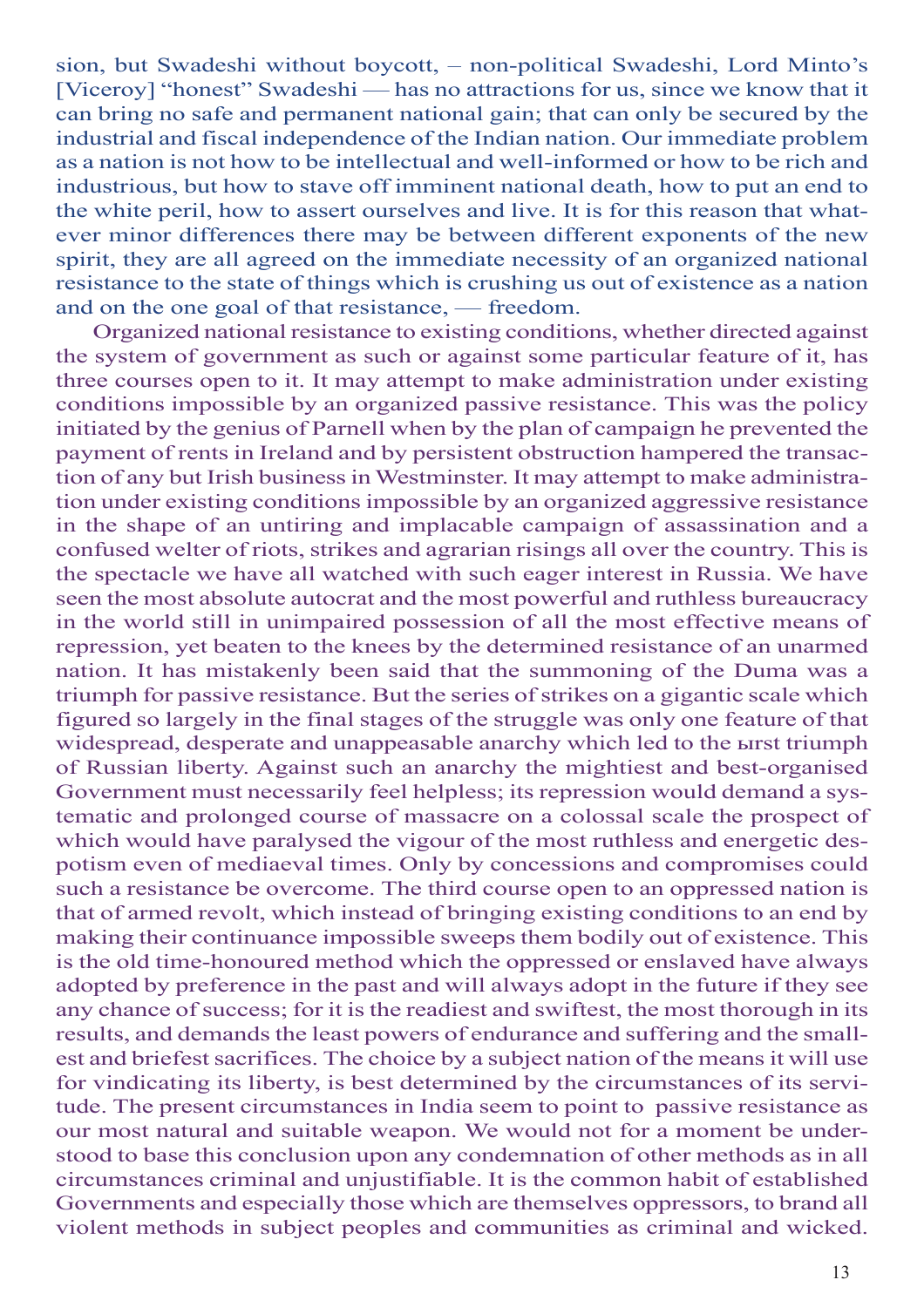sion, but Swadeshi without boycott, – non-political Swadeshi, Lord Minto's [Viceroy] "honest" Swadeshi — has no attractions for us, since we know that it can bring no safe and permanent national gain; that can only be secured by the industrial and fiscal independence of the Indian nation. Our immediate problem as a nation is not how to be intellectual and well-informed or how to be rich and industrious, but how to stave off imminent national death, how to put an end to the white peril, how to assert ourselves and live. It is for this reason that whatever minor differences there may be between different exponents of the new spirit, they are all agreed on the immediate necessity of an organized national resistance to the state of things which is crushing us out of existence as a nation and on the one goal of that resistance, — freedom.

Organized national resistance to existing conditions, whether directed against the system of government as such or against some particular feature of it, has three courses open to it. It may attempt to make administration under existing conditions impossible by an organized passive resistance. This was the policy initiated by the genius of Parnell when by the plan of campaign he prevented the payment of rents in Ireland and by persistent obstruction hampered the transaction of any but Irish business in Westminster. It may attempt to make administration under existing conditions impossible by an organized aggressive resistance in the shape of an untiring and implacable campaign of assassination and a confused welter of riots, strikes and agrarian risings all over the country. This is the spectacle we have all watched with such eager interest in Russia. We have seen the most absolute autocrat and the most powerful and ruthless bureaucracy in the world still in unimpaired possession of all the most effective means of repression, yet beaten to the knees by the determined resistance of an unarmed nation. It has mistakenly been said that the summoning of the Duma was a triumph for passive resistance. But the series of strikes on a gigantic scale which figured so largely in the final stages of the struggle was only one feature of that widespread, desperate and unappeasable anarchy which led to the first triumph of Russian liberty. Against such an anarchy the mightiest and best-organised Government must necessarily feel helpless; its repression would demand a systematic and prolonged course of massacre on a colossal scale the prospect of which would have paralysed the vigour of the most ruthless and energetic despotism even of mediaeval times. Only by concessions and compromises could such a resistance be overcome. The third course open to an oppressed nation is that of armed revolt, which instead of bringing existing conditions to an end by making their continuance impossible sweeps them bodily out of existence. This is the old time-honoured method which the oppressed or enslaved have always adopted by preference in the past and will always adopt in the future if they see any chance of success; for it is the readiest and swiftest, the most thorough in its results, and demands the least powers of endurance and suffering and the smallest and briefest sacrifices. The choice by a subject nation of the means it will use for vindicating its liberty, is best determined by the circumstances of its servitude. The present circumstances in India seem to point to passive resistance as our most natural and suitable weapon. We would not for a moment be understood to base this conclusion upon any condemnation of other methods as in all circumstances criminal and unjustifiable. It is the common habit of established Governments and especially those which are themselves oppressors, to brand all violent methods in subject peoples and communities as criminal and wicked.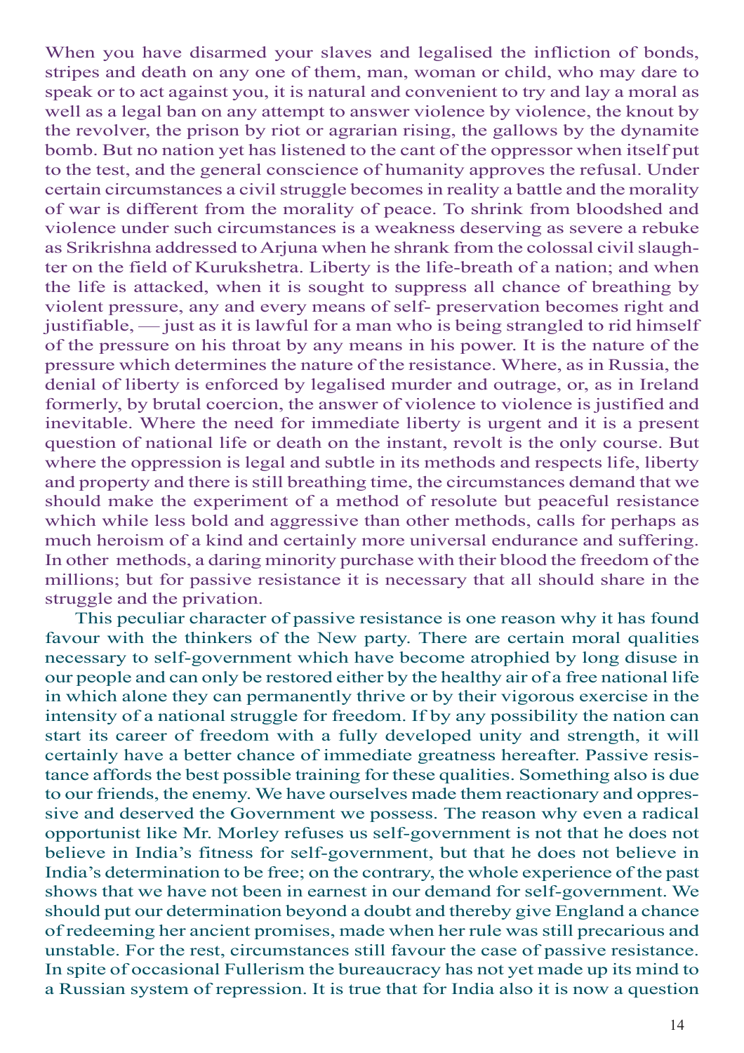When you have disarmed your slaves and legalised the infliction of bonds, stripes and death on any one of them, man, woman or child, who may dare to speak or to act against you, it is natural and convenient to try and lay a moral as well as a legal ban on any attempt to answer violence by violence, the knout by the revolver, the prison by riot or agrarian rising, the gallows by the dynamite bomb. But no nation yet has listened to the cant of the oppressor when itself put to the test, and the general conscience of humanity approves the refusal. Under certain circumstances a civil struggle becomes in reality a battle and the morality of war is different from the morality of peace. To shrink from bloodshed and violence under such circumstances is a weakness deserving as severe a rebuke as Srikrishna addressed to Arjuna when he shrank from the colossal civil slaughter on the field of Kurukshetra. Liberty is the life-breath of a nation; and when the life is attacked, when it is sought to suppress all chance of breathing by violent pressure, any and every means of self- preservation becomes right and justifiable, — just as it is lawful for a man who is being strangled to rid himself of the pressure on his throat by any means in his power. It is the nature of the pressure which determines the nature of the resistance. Where, as in Russia, the denial of liberty is enforced by legalised murder and outrage, or, as in Ireland formerly, by brutal coercion, the answer of violence to violence is justified and inevitable. Where the need for immediate liberty is urgent and it is a present question of national life or death on the instant, revolt is the only course. But where the oppression is legal and subtle in its methods and respects life, liberty and property and there is still breathing time, the circumstances demand that we should make the experiment of a method of resolute but peaceful resistance which while less bold and aggressive than other methods, calls for perhaps as much heroism of a kind and certainly more universal endurance and suffering. In other methods, a daring minority purchase with their blood the freedom of the millions; but for passive resistance it is necessary that all should share in the struggle and the privation.

This peculiar character of passive resistance is one reason why it has found favour with the thinkers of the New party. There are certain moral qualities necessary to self-government which have become atrophied by long disuse in our people and can only be restored either by the healthy air of a free national life in which alone they can permanently thrive or by their vigorous exercise in the intensity of a national struggle for freedom. If by any possibility the nation can start its career of freedom with a fully developed unity and strength, it will certainly have a better chance of immediate greatness hereafter. Passive resistance affords the best possible training for these qualities. Something also is due to our friends, the enemy. We have ourselves made them reactionary and oppressive and deserved the Government we possess. The reason why even a radical opportunist like Mr. Morley refuses us self-government is not that he does not believe in India's fitness for self-government, but that he does not believe in India's determination to be free; on the contrary, the whole experience of the past shows that we have not been in earnest in our demand for self-government. We should put our determination beyond a doubt and thereby give England a chance of redeeming her ancient promises, made when her rule was still precarious and unstable. For the rest, circumstances still favour the case of passive resistance. In spite of occasional Fullerism the bureaucracy has not yet made up its mind to a Russian system of repression. It is true that for India also it is now a question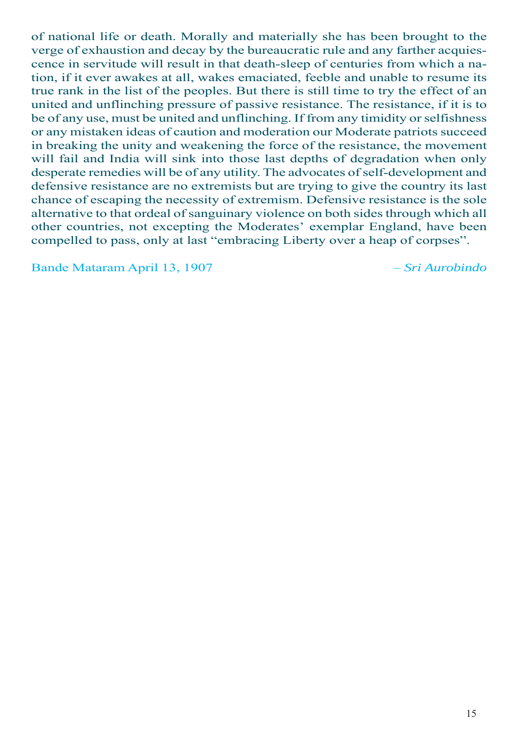of national life or death. Morally and materially she has been brought to the verge of exhaustion and decay by the bureaucratic rule and any farther acquiescence in servitude will result in that death-sleep of centuries from which a nation, if it ever awakes at all, wakes emaciated, feeble and unable to resume its true rank in the list of the peoples. But there is still time to try the effect of an united and unflinching pressure of passive resistance. The resistance, if it is to be of any use, must be united and unflinching. If from any timidity or selfishness or any mistaken ideas of caution and moderation our Moderate patriots succeed in breaking the unity and weakening the force of the resistance, the movement will fail and India will sink into those last depths of degradation when only desperate remedies will be of any utility. The advocates of self-development and defensive resistance are no extremists but are trying to give the country its last chance of escaping the necessity of extremism. Defensive resistance is the sole alternative to that ordeal of sanguinary violence on both sides through which all other countries, not excepting the Moderates' exemplar England, have been compelled to pass, only at last "embracing Liberty over a heap of corpses".

Bande Mataram April 13, 1907 – *Sri Aurobindo*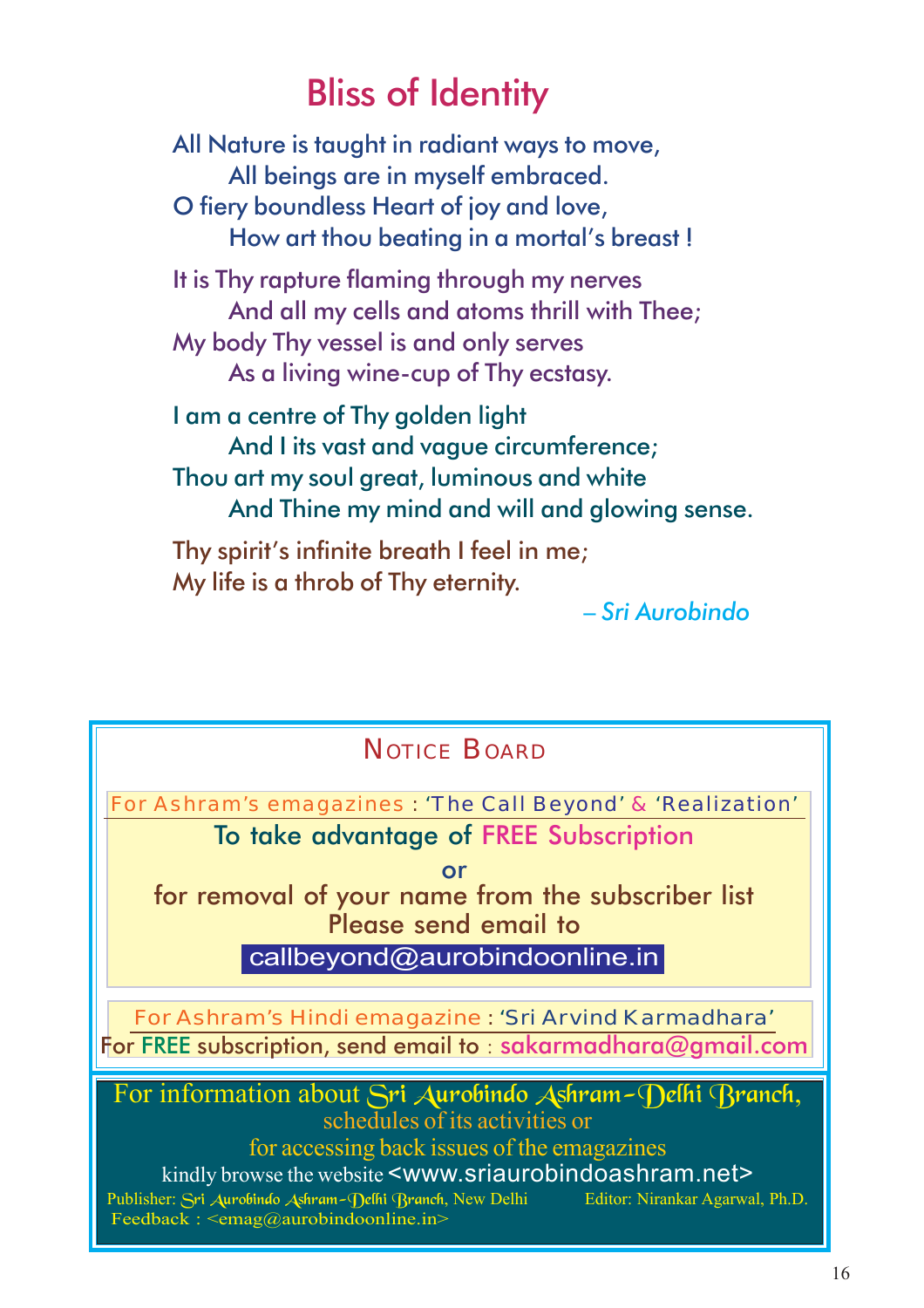# Bliss of Identity

All Nature is taught in radiant ways to move,
  All beings are in myself embraced.
O fiery boundless Heart of joy and love,
  How art thou beating in a mortal's breast !

It is Thy rapture flaming through my nerves
  And all my cells and atoms thrill with Thee;
My body Thy vessel is and only serves
  As a living wine-cup of Thy ecstasy.

I am a centre of Thy golden light
  And I its vast and vague circumference;
Thou art my soul great, luminous and white
  And Thine my mind and will and glowing sense.

Thy spirit's infinite breath I feel in me;
My life is a throb of Thy eternity.

*– Sri Aurobindo*

## NOTICE BOARD

For Ashram's emagazines : 'The Call Beyond' & 'Realization'

To take advantage of FREE Subscription

or

for removal of your name from the subscriber list

Please send email to

callbeyond@aurobindoonline.in

For Ashram's Hindi emagazine : 'Sri Arvind Karmadhara'

For FREE subscription, send email to : sakarmadhara@gmail.com

For information about Sri Aurobindo Ashram-Delhi Branch,
schedules of its activities or
for accessing back issues of the emagazines
kindly browse the website <www.sriaurobindoashram.net>

Publisher: Sri Aurobindo Ashram-Delhi Branch, New Delhi    Editor: Nirankar Agarwal, Ph.D.

Feedback : <emag@aurobindoonline.in>